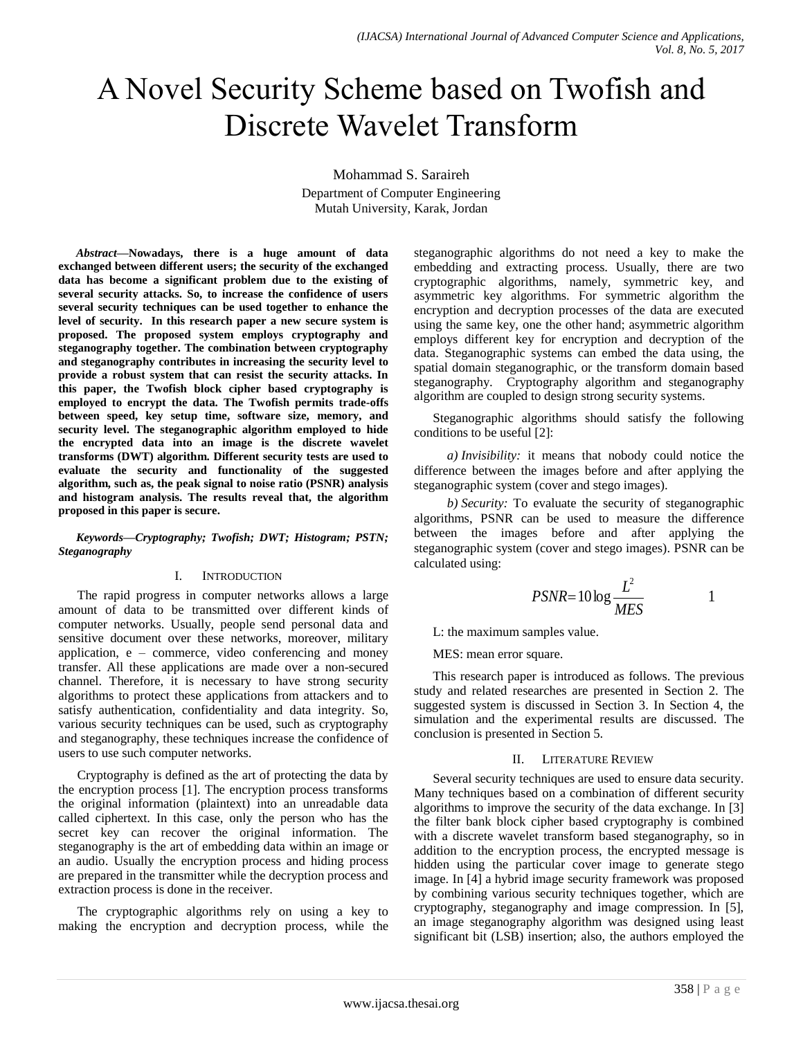# A Novel Security Scheme based on Twofish and Discrete Wavelet Transform

Mohammad S. Saraireh

Department of Computer Engineering
Mutah University, Karak, Jordan

***Abstract*—Nowadays, there is a huge amount of data exchanged between different users; the security of the exchanged data has become a significant problem due to the existing of several security attacks. So, to increase the confidence of users several security techniques can be used together to enhance the level of security. In this research paper a new secure system is proposed. The proposed system employs cryptography and steganography together. The combination between cryptography and steganography contributes in increasing the security level to provide a robust system that can resist the security attacks. In this paper, the Twofish block cipher based cryptography is employed to encrypt the data. The Twofish permits trade-offs between speed, key setup time, software size, memory, and security level. The steganographic algorithm employed to hide the encrypted data into an image is the discrete wavelet transforms (DWT) algorithm. Different security tests are used to evaluate the security and functionality of the suggested algorithm, such as, the peak signal to noise ratio (PSNR) analysis and histogram analysis. The results reveal that, the algorithm proposed in this paper is secure.**

***Keywords*—*Cryptography; Twofish; DWT; Histogram; PSTN; Steganography***

## I. Introduction

The rapid progress in computer networks allows a large amount of data to be transmitted over different kinds of computer networks. Usually, people send personal data and sensitive document over these networks, moreover, military application, e – commerce, video conferencing and money transfer. All these applications are made over a non-secured channel. Therefore, it is necessary to have strong security algorithms to protect these applications from attackers and to satisfy authentication, confidentiality and data integrity. So, various security techniques can be used, such as cryptography and steganography, these techniques increase the confidence of users to use such computer networks.

Cryptography is defined as the art of protecting the data by the encryption process [1]. The encryption process transforms the original information (plaintext) into an unreadable data called ciphertext. In this case, only the person who has the secret key can recover the original information. The steganography is the art of embedding data within an image or an audio. Usually the encryption process and hiding process are prepared in the transmitter while the decryption process and extraction process is done in the receiver.

The cryptographic algorithms rely on using a key to making the encryption and decryption process, while the steganographic algorithms do not need a key to make the embedding and extracting process. Usually, there are two cryptographic algorithms, namely, symmetric key, and asymmetric key algorithms. For symmetric algorithm the encryption and decryption processes of the data are executed using the same key, one the other hand; asymmetric algorithm employs different key for encryption and decryption of the data. Steganographic systems can embed the data using, the spatial domain steganographic, or the transform domain based steganography. Cryptography algorithm and steganography algorithm are coupled to design strong security systems.

Steganographic algorithms should satisfy the following conditions to be useful [2]:

*a) Invisibility:* it means that nobody could notice the difference between the images before and after applying the steganographic system (cover and stego images).

*b) Security:* To evaluate the security of steganographic algorithms, PSNR can be used to measure the difference between the images before and after applying the steganographic system (cover and stego images). PSNR can be calculated using:

$$PSNR = 10 \log \frac{L^2}{MES} \qquad 1$$

L: the maximum samples value.

MES: mean error square.

This research paper is introduced as follows. The previous study and related researches are presented in Section 2. The suggested system is discussed in Section 3. In Section 4, the simulation and the experimental results are discussed. The conclusion is presented in Section 5.

## II. Literature Review

Several security techniques are used to ensure data security. Many techniques based on a combination of different security algorithms to improve the security of the data exchange. In [3] the filter bank block cipher based cryptography is combined with a discrete wavelet transform based steganography, so in addition to the encryption process, the encrypted message is hidden using the particular cover image to generate stego image. In [4] a hybrid image security framework was proposed by combining various security techniques together, which are cryptography, steganography and image compression. In [5], an image steganography algorithm was designed using least significant bit (LSB) insertion; also, the authors employed the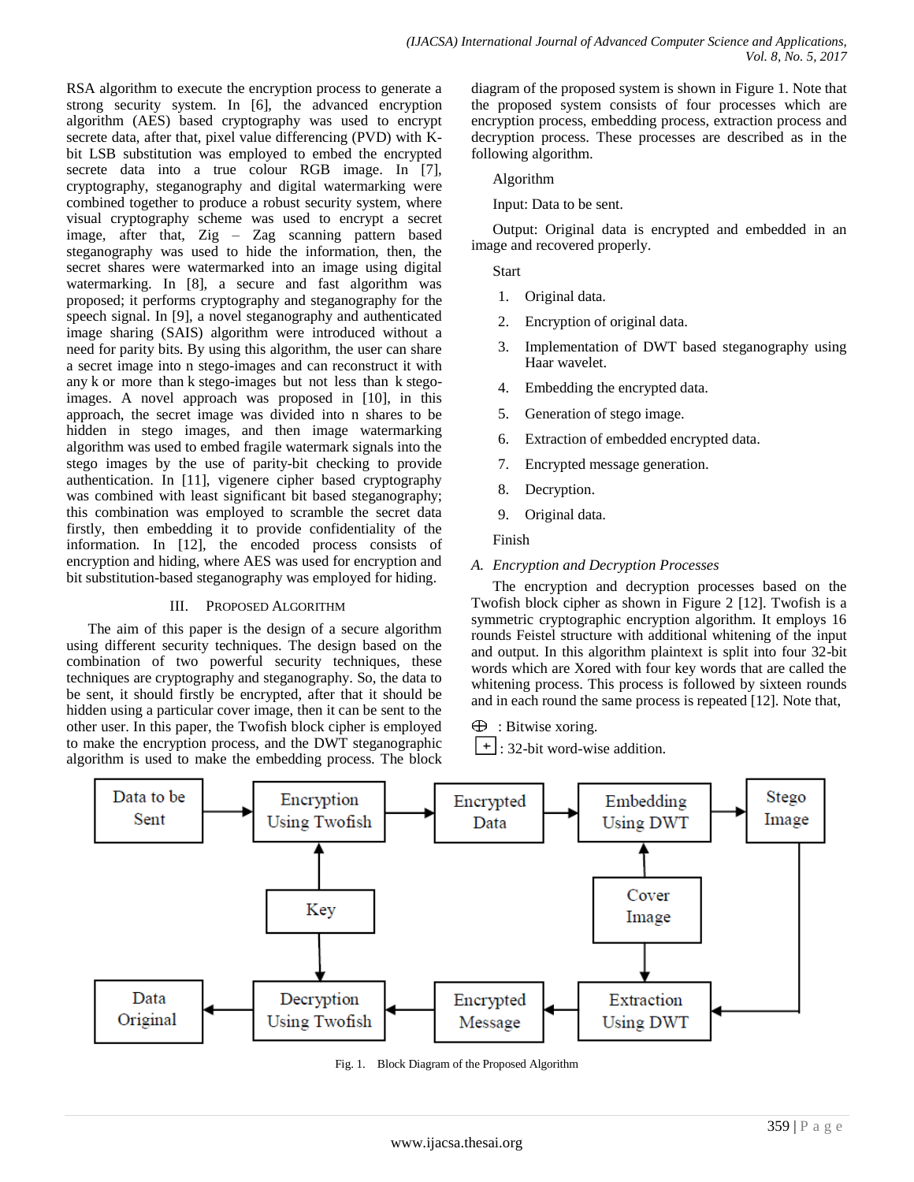RSA algorithm to execute the encryption process to generate a strong security system. In [6], the advanced encryption algorithm (AES) based cryptography was used to encrypt secrete data, after that, pixel value differencing (PVD) with K-bit LSB substitution was employed to embed the encrypted secrete data into a true colour RGB image. In [7], cryptography, steganography and digital watermarking were combined together to produce a robust security system, where visual cryptography scheme was used to encrypt a secret image, after that, Zig – Zag scanning pattern based steganography was used to hide the information, then, the secret shares were watermarked into an image using digital watermarking. In [8], a secure and fast algorithm was proposed; it performs cryptography and steganography for the speech signal. In [9], a novel steganography and authenticated image sharing (SAIS) algorithm were introduced without a need for parity bits. By using this algorithm, the user can share a secret image into n stego-images and can reconstruct it with any k or more than k stego-images but not less than k stego-images. A novel approach was proposed in [10], in this approach, the secret image was divided into n shares to be hidden in stego images, and then image watermarking algorithm was used to embed fragile watermark signals into the stego images by the use of parity-bit checking to provide authentication. In [11], vigenere cipher based cryptography was combined with least significant bit based steganography; this combination was employed to scramble the secret data firstly, then embedding it to provide confidentiality of the information. In [12], the encoded process consists of encryption and hiding, where AES was used for encryption and bit substitution-based steganography was employed for hiding.

## III. Proposed Algorithm

The aim of this paper is the design of a secure algorithm using different security techniques. The design based on the combination of two powerful security techniques, these techniques are cryptography and steganography. So, the data to be sent, it should firstly be encrypted, after that it should be hidden using a particular cover image, then it can be sent to the other user. In this paper, the Twofish block cipher is employed to make the encryption process, and the DWT steganographic algorithm is used to make the embedding process. The block diagram of the proposed system is shown in Figure 1. Note that the proposed system consists of four processes which are encryption process, embedding process, extraction process and decryption process. These processes are described as in the following algorithm.

Algorithm

Input: Data to be sent.

Output: Original data is encrypted and embedded in an image and recovered properly.

Start

1. Original data.
2. Encryption of original data.
3. Implementation of DWT based steganography using Haar wavelet.
4. Embedding the encrypted data.
5. Generation of stego image.
6. Extraction of embedded encrypted data.
7. Encrypted message generation.
8. Decryption.
9. Original data.

Finish

### *A. Encryption and Decryption Processes*

The encryption and decryption processes based on the Twofish block cipher as shown in Figure 2 [12]. Twofish is a symmetric cryptographic encryption algorithm. It employs 16 rounds Feistel structure with additional whitening of the input and output. In this algorithm plaintext is split into four 32-bit words which are Xored with four key words that are called the whitening process. This process is followed by sixteen rounds and in each round the same process is repeated [12]. Note that,

$\oplus$ : Bitwise xoring.

$\boxplus$ : 32-bit word-wise addition.

Data to be Sent → Encryption Using Twofish → Encrypted Data → Embedding Using DWT → Stego Image

Key → Encryption Using Twofish; Key → Decryption Using Twofish

Cover Image → Embedding Using DWT; Cover Image → Extraction Using DWT

Stego Image → Extraction Using DWT → Encrypted Message → Decryption Using Twofish → Data Original

Fig. 1. Block Diagram of the Proposed Algorithm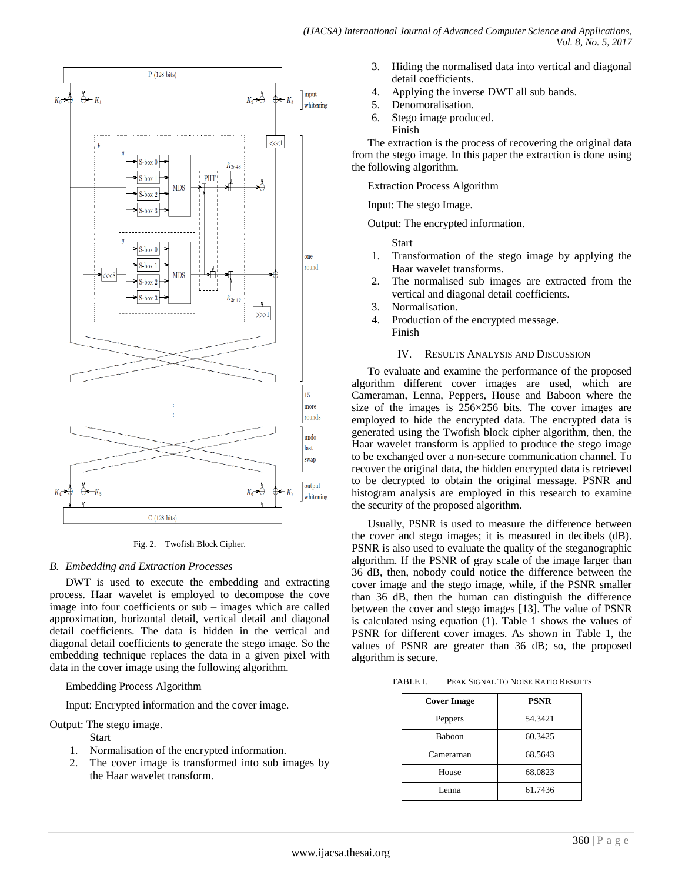Fig. 2. Twofish Block Cipher.

### *B. Embedding and Extraction Processes*

DWT is used to execute the embedding and extracting process. Haar wavelet is employed to decompose the cove image into four coefficients or sub – images which are called approximation, horizontal detail, vertical detail and diagonal detail coefficients. The data is hidden in the vertical and diagonal detail coefficients to generate the stego image. So the embedding technique replaces the data in a given pixel with data in the cover image using the following algorithm.

Embedding Process Algorithm

Input: Encrypted information and the cover image.

Output: The stego image.

Start

1. Normalisation of the encrypted information.
2. The cover image is transformed into sub images by the Haar wavelet transform.
3. Hiding the normalised data into vertical and diagonal detail coefficients.
4. Applying the inverse DWT all sub bands.
5. Denomoralisation.
6. Stego image produced.

Finish

The extraction is the process of recovering the original data from the stego image. In this paper the extraction is done using the following algorithm.

Extraction Process Algorithm

Input: The stego Image.

Output: The encrypted information.

Start

1. Transformation of the stego image by applying the Haar wavelet transforms.
2. The normalised sub images are extracted from the vertical and diagonal detail coefficients.
3. Normalisation.
4. Production of the encrypted message.

Finish

## IV. Results Analysis and Discussion

To evaluate and examine the performance of the proposed algorithm different cover images are used, which are Cameraman, Lenna, Peppers, House and Baboon where the size of the images is 256×256 bits. The cover images are employed to hide the encrypted data. The encrypted data is generated using the Twofish block cipher algorithm, then, the Haar wavelet transform is applied to produce the stego image to be exchanged over a non-secure communication channel. To recover the original data, the hidden encrypted data is retrieved to be decrypted to obtain the original message. PSNR and histogram analysis are employed in this research to examine the security of the proposed algorithm.

Usually, PSNR is used to measure the difference between the cover and stego images; it is measured in decibels (dB). PSNR is also used to evaluate the quality of the steganographic algorithm. If the PSNR of gray scale of the image larger than 36 dB, then, nobody could notice the difference between the cover image and the stego image, while, if the PSNR smaller than 36 dB, then the human can distinguish the difference between the cover and stego images [13]. The value of PSNR is calculated using equation (1). Table 1 shows the values of PSNR for different cover images. As shown in Table 1, the values of PSNR are greater than 36 dB; so, the proposed algorithm is secure.

TABLE I. Peak Signal To Noise Ratio Results

| Cover Image | PSNR |
| --- | --- |
| Peppers | 54.3421 |
| Baboon | 60.3425 |
| Cameraman | 68.5643 |
| House | 68.0823 |
| Lenna | 61.7436 |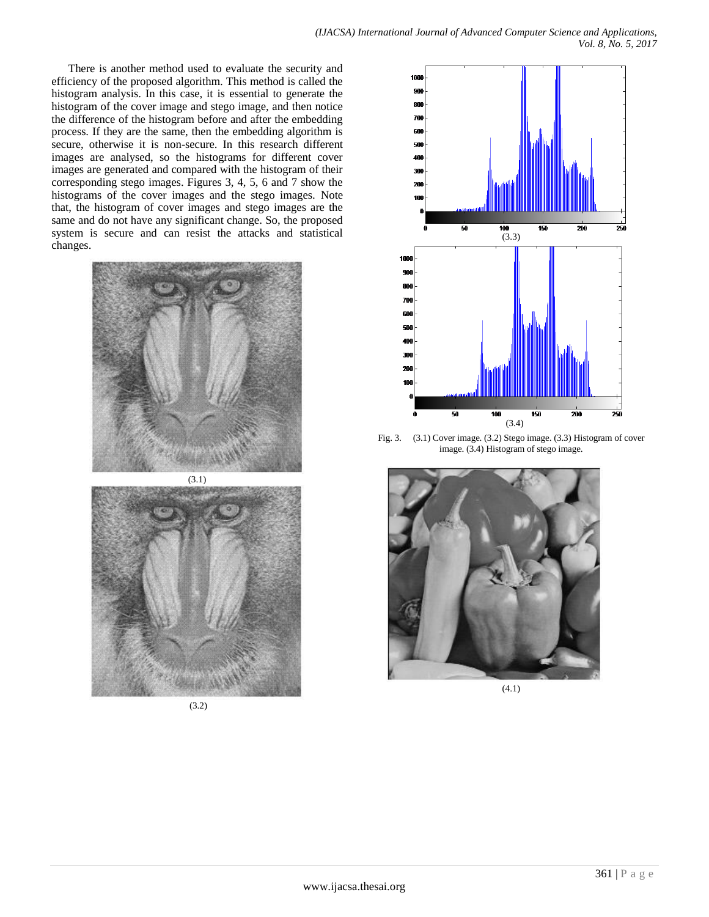There is another method used to evaluate the security and efficiency of the proposed algorithm. This method is called the histogram analysis. In this case, it is essential to generate the histogram of the cover image and stego image, and then notice the difference of the histogram before and after the embedding process. If they are the same, then the embedding algorithm is secure, otherwise it is non-secure. In this research different images are analysed, so the histograms for different cover images are generated and compared with the histogram of their corresponding stego images. Figures 3, 4, 5, 6 and 7 show the histograms of the cover images and the stego images. Note that, the histogram of cover images and stego images are the same and do not have any significant change. So, the proposed system is secure and can resist the attacks and statistical changes.

(3.1)

(3.2)

(3.3)

(3.4)

Fig. 3. (3.1) Cover image. (3.2) Stego image. (3.3) Histogram of cover image. (3.4) Histogram of stego image.

(4.1)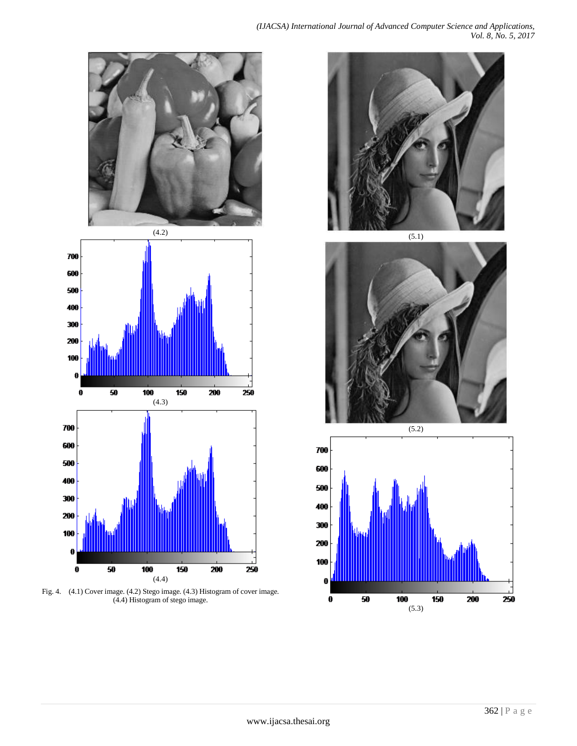(4.2)

(4.3)

(4.4)

Fig. 4. (4.1) Cover image. (4.2) Stego image. (4.3) Histogram of cover image. (4.4) Histogram of stego image.

(5.1)

(5.2)

(5.3)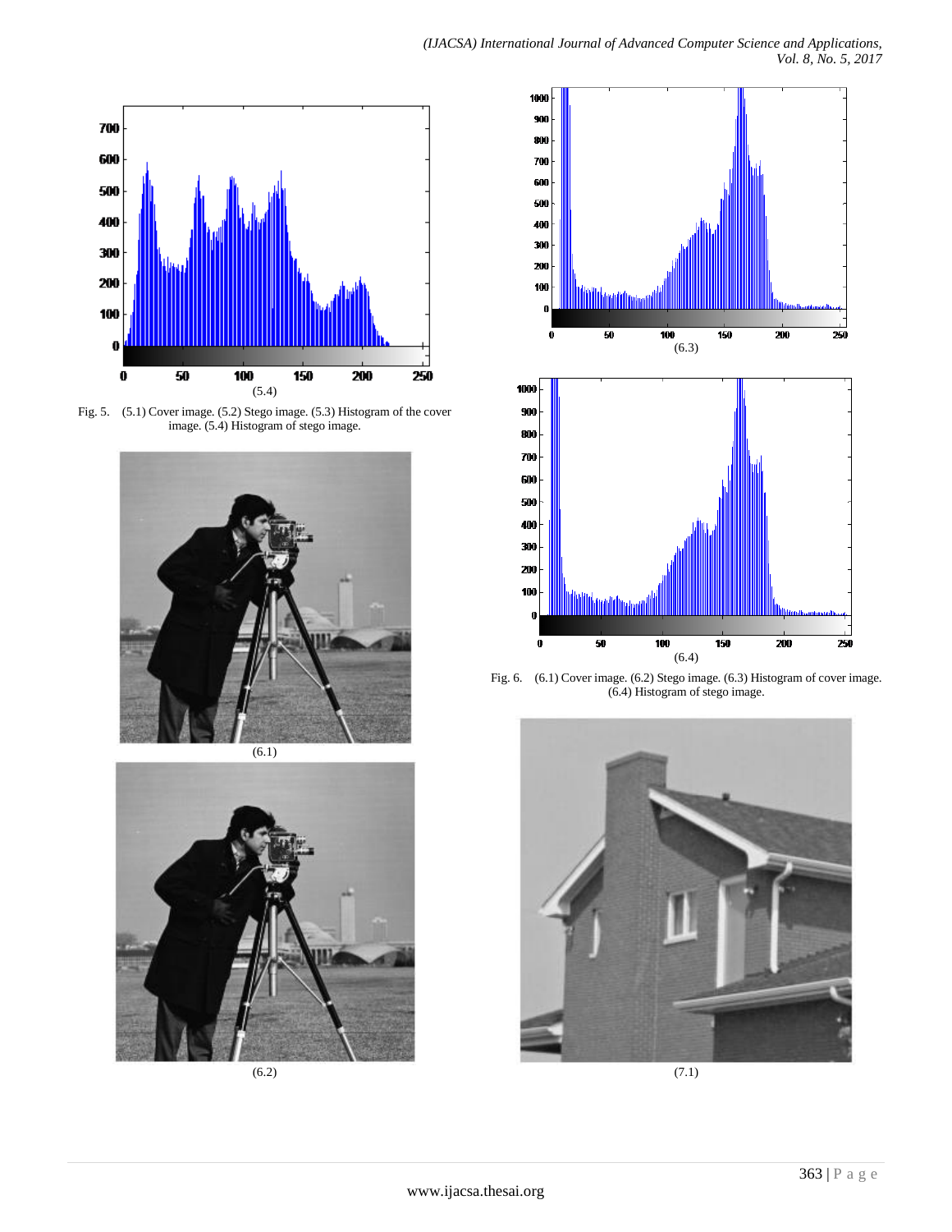(5.4)

Fig. 5. (5.1) Cover image. (5.2) Stego image. (5.3) Histogram of the cover image. (5.4) Histogram of stego image.

(6.1)

(6.2)

(6.3)

(6.4)

Fig. 6. (6.1) Cover image. (6.2) Stego image. (6.3) Histogram of cover image. (6.4) Histogram of stego image.

(7.1)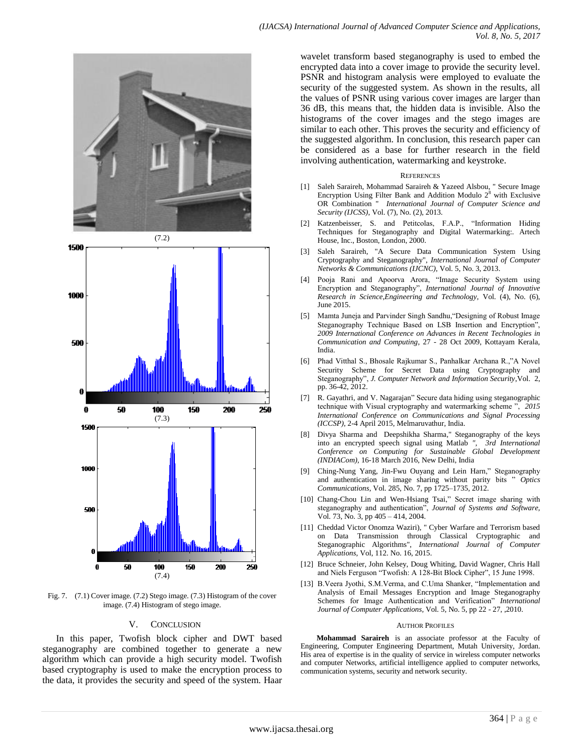(7.2)

1500

1000

500

0

0 50 100 150 200 250

(7.3)

1500

1000

500

0

0 50 100 150 200 250

(7.4)

Fig. 7. (7.1) Cover image. (7.2) Stego image. (7.3) Histogram of the cover image. (7.4) Histogram of stego image.

## V. Conclusion

In this paper, Twofish block cipher and DWT based steganography are combined together to generate a new algorithm which can provide a high security model. Twofish based cryptography is used to make the encryption process to the data, it provides the security and speed of the system. Haar wavelet transform based steganography is used to embed the encrypted data into a cover image to provide the security level. PSNR and histogram analysis were employed to evaluate the security of the suggested system. As shown in the results, all the values of PSNR using various cover images are larger than 36 dB, this means that, the hidden data is invisible. Also the histograms of the cover images and the stego images are similar to each other. This proves the security and efficiency of the suggested algorithm. In conclusion, this research paper can be considered as a base for further research in the field involving authentication, watermarking and keystroke.

## References

[1] Saleh Saraireh, Mohammad Saraireh & Yazeed Alsbou, " Secure Image Encryption Using Filter Bank and Addition Modulo $2^8$ with Exclusive OR Combination " *International Journal of Computer Science and Security (IJCSS)*, Vol. (7), No. (2), 2013.

[2] Katzenbeisser, S. and Petitcolas, F.A.P., "Information Hiding Techniques for Steganography and Digital Watermarking:. Artech House, Inc., Boston, London, 2000.

[3] Saleh Saraireh, "A Secure Data Communication System Using Cryptography and Steganography", *International Journal of Computer Networks & Communications (IJCNC)*, Vol. 5, No. 3, 2013.

[4] Pooja Rani and Apoorva Arora, "Image Security System using Encryption and Steganography", *International Journal of Innovative Research in Science,Engineering and Technology*, Vol. (4), No. (6), June 2015.

[5] Mamta Juneja and Parvinder Singh Sandhu,"Designing of Robust Image Steganography Technique Based on LSB Insertion and Encryption", *2009 International Conference on Advances in Recent Technologies in Communication and Computing*, 27 - 28 Oct 2009, Kottayam Kerala, India.

[6] Phad Vitthal S., Bhosale Rajkumar S., Panhalkar Archana R.,"A Novel Security Scheme for Secret Data using Cryptography and Steganography", *J. Computer Network and Information Security*,Vol. 2, pp. 36-42, 2012.

[7] R. Gayathri, and V. Nagarajan" Secure data hiding using steganographic technique with Visual cryptography and watermarking scheme ", *2015 International Conference on Communications and Signal Processing (ICCSP)*, 2-4 April 2015, Melmaruvathur, India.

[8] Divya Sharma and Deepshikha Sharma," Steganography of the keys into an encrypted speech signal using Matlab ", *3rd International Conference on Computing for Sustainable Global Development (INDIACom)*, 16-18 March 2016, New Delhi, India

[9] Ching-Nung Yang, Jin-Fwu Ouyang and Lein Harn," Steganography and authentication in image sharing without parity bits " *Optics Communications*, Vol. 285, No. 7, pp 1725–1735, 2012.

[10] Chang-Chou Lin and Wen-Hsiang Tsai," Secret image sharing with steganography and authentication", *Journal of Systems and Software*, Vol. 73, No. 3, pp 405 – 414, 2004.

[11] Cheddad Victor Onomza Waziri), " Cyber Warfare and Terrorism based on Data Transmission through Classical Cryptographic and Steganographic Algorithms", *International Journal of Computer Applications*, Vol, 112. No. 16, 2015.

[12] Bruce Schneier, John Kelsey, Doug Whiting, David Wagner, Chris Hall and Niels Ferguson "Twofish: A 128-Bit Block Cipher", 15 June 1998.

[13] B.Veera Jyothi, S.M.Verma, and C.Uma Shanker, "Implementation and Analysis of Email Messages Encryption and Image Steganography Schemes for Image Authentication and Verification" *International Journal of Computer Applications*, Vol. 5, No. 5, pp 22 - 27, ,2010.

## Author Profiles

**Mohammad Saraireh** is an associate professor at the Faculty of Engineering, Computer Engineering Department, Mutah University, Jordan. His area of expertise is in the quality of service in wireless computer networks and computer Networks, artificial intelligence applied to computer networks, communication systems, security and network security.